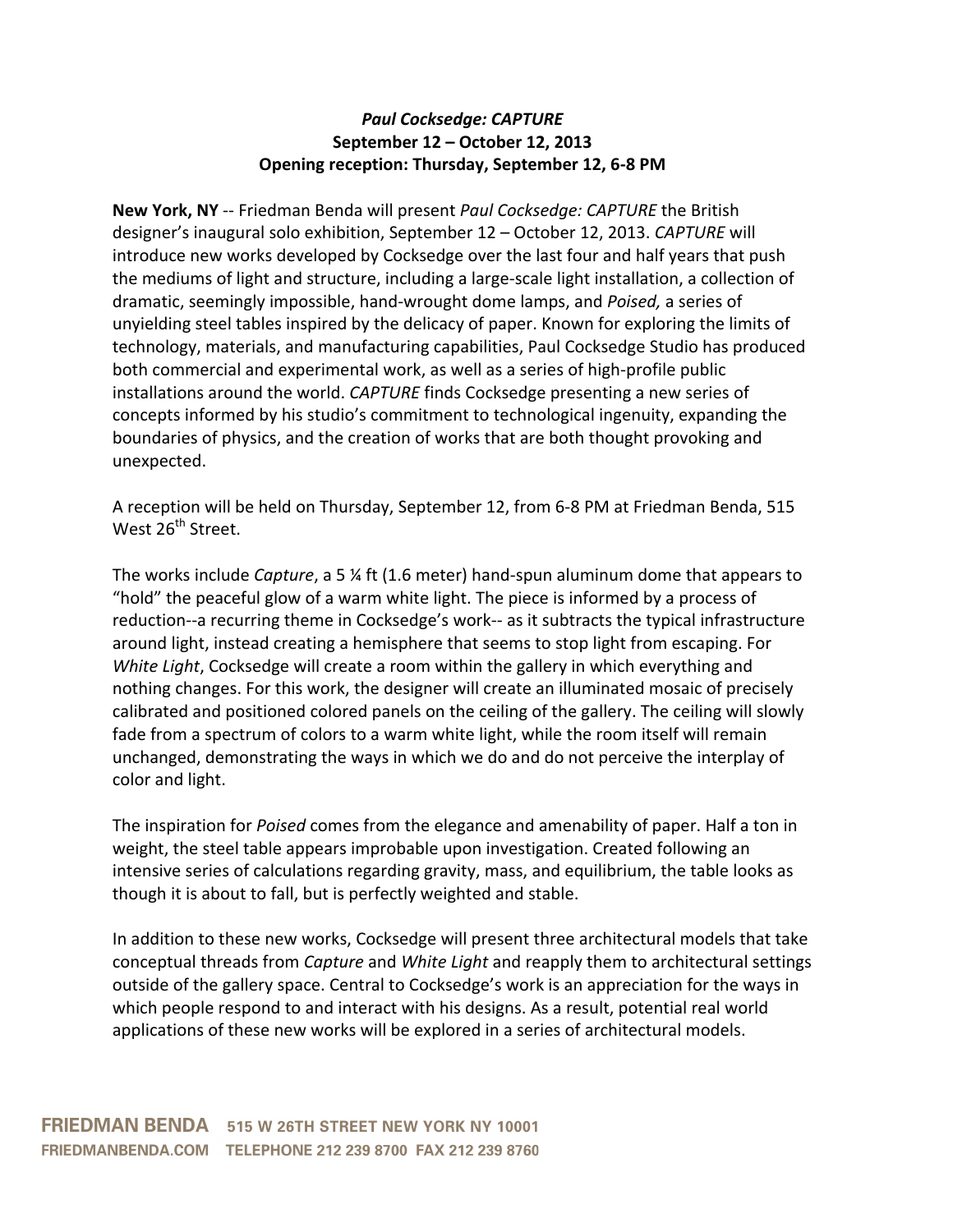***Paul Cocksedge: CAPTURE***
**September 12 – October 12, 2013**
**Opening reception: Thursday, September 12, 6-8 PM**

**New York, NY** -- Friedman Benda will present *Paul Cocksedge: CAPTURE* the British designer's inaugural solo exhibition, September 12 – October 12, 2013. *CAPTURE* will introduce new works developed by Cocksedge over the last four and half years that push the mediums of light and structure, including a large-scale light installation, a collection of dramatic, seemingly impossible, hand-wrought dome lamps, and *Poised,* a series of unyielding steel tables inspired by the delicacy of paper. Known for exploring the limits of technology, materials, and manufacturing capabilities, Paul Cocksedge Studio has produced both commercial and experimental work, as well as a series of high-profile public installations around the world. *CAPTURE* finds Cocksedge presenting a new series of concepts informed by his studio's commitment to technological ingenuity, expanding the boundaries of physics, and the creation of works that are both thought provoking and unexpected.

A reception will be held on Thursday, September 12, from 6-8 PM at Friedman Benda, 515 West 26th Street.

The works include *Capture*, a 5 ¼ ft (1.6 meter) hand-spun aluminum dome that appears to "hold" the peaceful glow of a warm white light. The piece is informed by a process of reduction--a recurring theme in Cocksedge's work-- as it subtracts the typical infrastructure around light, instead creating a hemisphere that seems to stop light from escaping. For *White Light*, Cocksedge will create a room within the gallery in which everything and nothing changes. For this work, the designer will create an illuminated mosaic of precisely calibrated and positioned colored panels on the ceiling of the gallery. The ceiling will slowly fade from a spectrum of colors to a warm white light, while the room itself will remain unchanged, demonstrating the ways in which we do and do not perceive the interplay of color and light.

The inspiration for *Poised* comes from the elegance and amenability of paper. Half a ton in weight, the steel table appears improbable upon investigation. Created following an intensive series of calculations regarding gravity, mass, and equilibrium, the table looks as though it is about to fall, but is perfectly weighted and stable.

In addition to these new works, Cocksedge will present three architectural models that take conceptual threads from *Capture* and *White Light* and reapply them to architectural settings outside of the gallery space. Central to Cocksedge's work is an appreciation for the ways in which people respond to and interact with his designs. As a result, potential real world applications of these new works will be explored in a series of architectural models.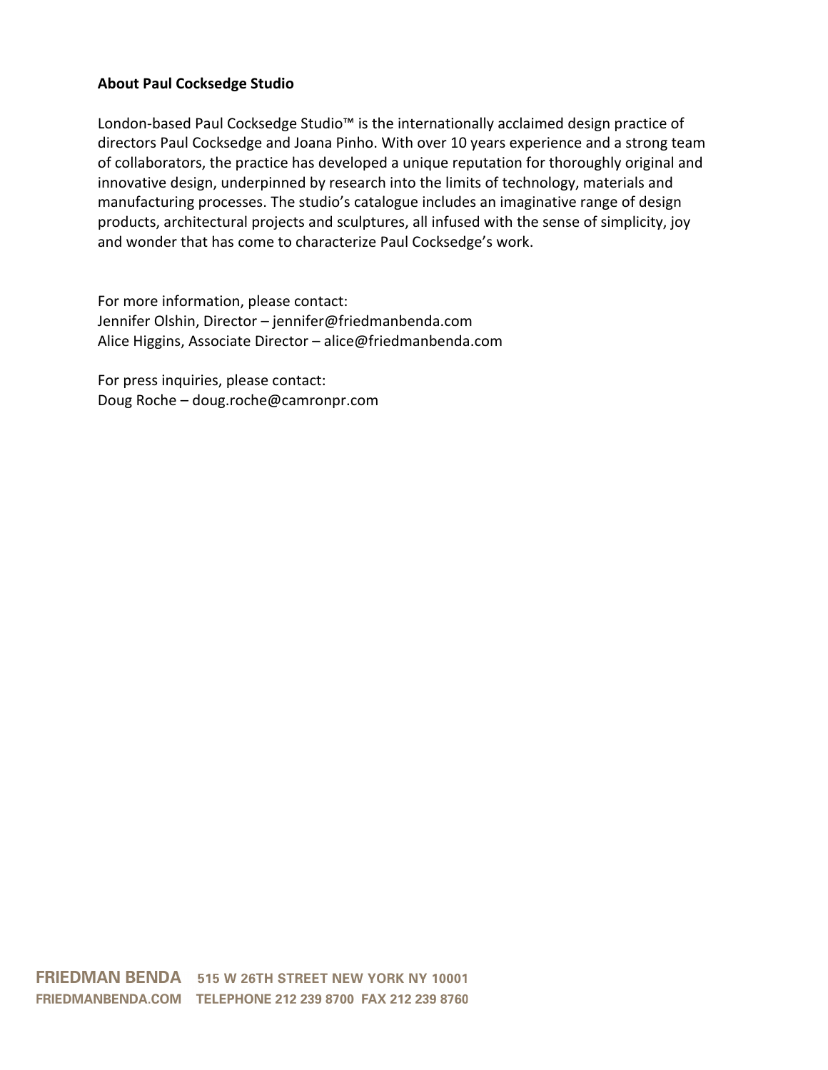**About Paul Cocksedge Studio**

London-based Paul Cocksedge Studio™ is the internationally acclaimed design practice of directors Paul Cocksedge and Joana Pinho. With over 10 years experience and a strong team of collaborators, the practice has developed a unique reputation for thoroughly original and innovative design, underpinned by research into the limits of technology, materials and manufacturing processes. The studio's catalogue includes an imaginative range of design products, architectural projects and sculptures, all infused with the sense of simplicity, joy and wonder that has come to characterize Paul Cocksedge's work.

For more information, please contact:
Jennifer Olshin, Director – jennifer@friedmanbenda.com
Alice Higgins, Associate Director – alice@friedmanbenda.com

For press inquiries, please contact:
Doug Roche – doug.roche@camronpr.com

**FRIEDMAN BENDA** 515 W 26TH STREET NEW YORK NY 10001
FRIEDMANBENDA.COM TELEPHONE 212 239 8700 FAX 212 239 8760